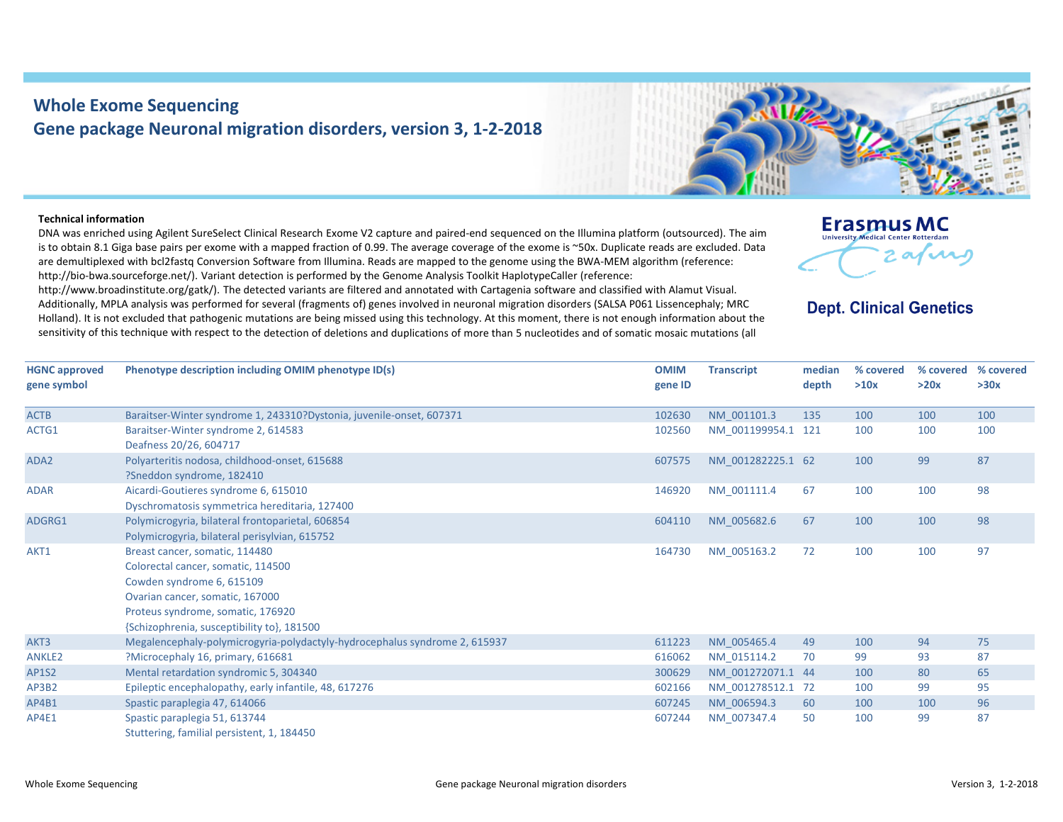# Whole Exome Sequencing

## Gene package Neuronal migration disorders, version 3, 1-2-2018

Erasmus MC
University Medical Center Rotterdam

**Dept. Clinical Genetics**

**Technical information**

DNA was enriched using Agilent SureSelect Clinical Research Exome V2 capture and paired-end sequenced on the Illumina platform (outsourced). The aim is to obtain 8.1 Giga base pairs per exome with a mapped fraction of 0.99. The average coverage of the exome is ~50x. Duplicate reads are excluded. Data are demultiplexed with bcl2fastq Conversion Software from Illumina. Reads are mapped to the genome using the BWA-MEM algorithm (reference: http://bio-bwa.sourceforge.net/). Variant detection is performed by the Genome Analysis Toolkit HaplotypeCaller (reference: http://www.broadinstitute.org/gatk/). The detected variants are filtered and annotated with Cartagenia software and classified with Alamut Visual. Additionally, MPLA analysis was performed for several (fragments of) genes involved in neuronal migration disorders (SALSA P061 Lissencephaly; MRC Holland). It is not excluded that pathogenic mutations are being missed using this technology. At this moment, there is not enough information about the sensitivity of this technique with respect to the detection of deletions and duplications of more than 5 nucleotides and of somatic mosaic mutations (all

| HGNC approved gene symbol | Phenotype description including OMIM phenotype ID(s) | OMIM gene ID | Transcript | median depth | % covered >10x | % covered >20x | % covered >30x |
|---|---|---|---|---|---|---|---|
| ACTB | Baraitser-Winter syndrome 1, 243310?Dystonia, juvenile-onset, 607371 | 102630 | NM_001101.3 | 135 | 100 | 100 | 100 |
| ACTG1 | Baraitser-Winter syndrome 2, 614583<br>Deafness 20/26, 604717 | 102560 | NM_001199954.1 | 121 | 100 | 100 | 100 |
| ADA2 | Polyarteritis nodosa, childhood-onset, 615688<br>?Sneddon syndrome, 182410 | 607575 | NM_001282225.1 | 62 | 100 | 99 | 87 |
| ADAR | Aicardi-Goutieres syndrome 6, 615010<br>Dyschromatosis symmetrica hereditaria, 127400 | 146920 | NM_001111.4 | 67 | 100 | 100 | 98 |
| ADGRG1 | Polymicrogyria, bilateral frontoparietal, 606854<br>Polymicrogyria, bilateral perisylvian, 615752 | 604110 | NM_005682.6 | 67 | 100 | 100 | 98 |
| AKT1 | Breast cancer, somatic, 114480<br>Colorectal cancer, somatic, 114500<br>Cowden syndrome 6, 615109<br>Ovarian cancer, somatic, 167000<br>Proteus syndrome, somatic, 176920<br>{Schizophrenia, susceptibility to}, 181500 | 164730 | NM_005163.2 | 72 | 100 | 100 | 97 |
| AKT3 | Megalencephaly-polymicrogyria-polydactyly-hydrocephalus syndrome 2, 615937 | 611223 | NM_005465.4 | 49 | 100 | 94 | 75 |
| ANKLE2 | ?Microcephaly 16, primary, 616681 | 616062 | NM_015114.2 | 70 | 99 | 93 | 87 |
| AP1S2 | Mental retardation syndromic 5, 304340 | 300629 | NM_001272071.1 | 44 | 100 | 80 | 65 |
| AP3B2 | Epileptic encephalopathy, early infantile, 48, 617276 | 602166 | NM_001278512.1 | 72 | 100 | 99 | 95 |
| AP4B1 | Spastic paraplegia 47, 614066 | 607245 | NM_006594.3 | 60 | 100 | 100 | 96 |
| AP4E1 | Spastic paraplegia 51, 613744<br>Stuttering, familial persistent, 1, 184450 | 607244 | NM_007347.4 | 50 | 100 | 99 | 87 |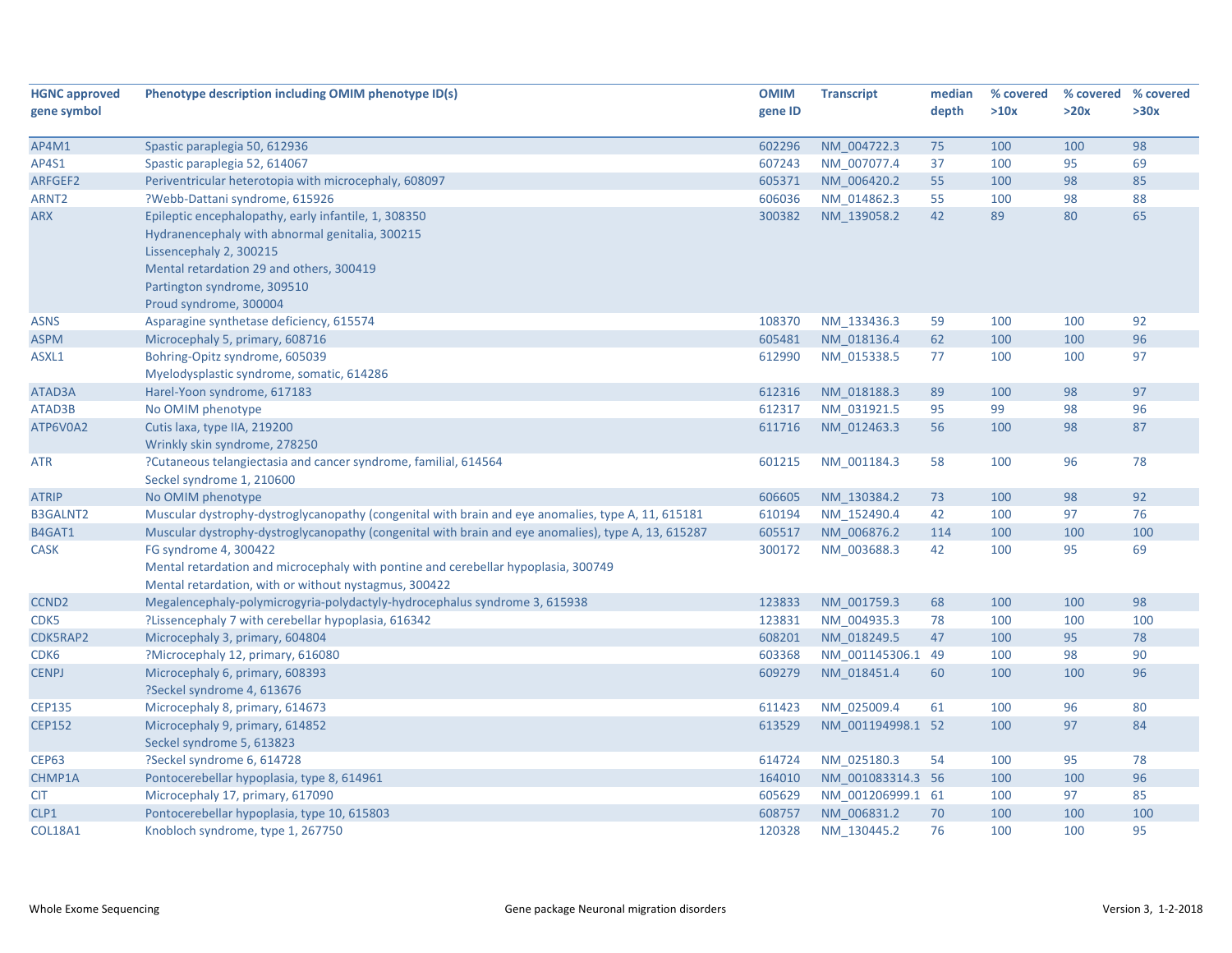| HGNC approved gene symbol | Phenotype description including OMIM phenotype ID(s) | OMIM gene ID | Transcript | median depth | % covered >10x | % covered >20x | % covered >30x |
|---|---|---|---|---|---|---|---|
| AP4M1 | Spastic paraplegia 50, 612936 | 602296 | NM_004722.3 | 75 | 100 | 100 | 98 |
| AP4S1 | Spastic paraplegia 52, 614067 | 607243 | NM_007077.4 | 37 | 100 | 95 | 69 |
| ARFGEF2 | Periventricular heterotopia with microcephaly, 608097 | 605371 | NM_006420.2 | 55 | 100 | 98 | 85 |
| ARNT2 | ?Webb-Dattani syndrome, 615926 | 606036 | NM_014862.3 | 55 | 100 | 98 | 88 |
| ARX | Epileptic encephalopathy, early infantile, 1, 308350<br>Hydranencephaly with abnormal genitalia, 300215<br>Lissencephaly 2, 300215<br>Mental retardation 29 and others, 300419<br>Partington syndrome, 309510<br>Proud syndrome, 300004 | 300382 | NM_139058.2 | 42 | 89 | 80 | 65 |
| ASNS | Asparagine synthetase deficiency, 615574 | 108370 | NM_133436.3 | 59 | 100 | 100 | 92 |
| ASPM | Microcephaly 5, primary, 608716 | 605481 | NM_018136.4 | 62 | 100 | 100 | 96 |
| ASXL1 | Bohring-Opitz syndrome, 605039<br>Myelodysplastic syndrome, somatic, 614286 | 612990 | NM_015338.5 | 77 | 100 | 100 | 97 |
| ATAD3A | Harel-Yoon syndrome, 617183 | 612316 | NM_018188.3 | 89 | 100 | 98 | 97 |
| ATAD3B | No OMIM phenotype | 612317 | NM_031921.5 | 95 | 99 | 98 | 96 |
| ATP6V0A2 | Cutis laxa, type IIA, 219200<br>Wrinkly skin syndrome, 278250 | 611716 | NM_012463.3 | 56 | 100 | 98 | 87 |
| ATR | ?Cutaneous telangiectasia and cancer syndrome, familial, 614564<br>Seckel syndrome 1, 210600 | 601215 | NM_001184.3 | 58 | 100 | 96 | 78 |
| ATRIP | No OMIM phenotype | 606605 | NM_130384.2 | 73 | 100 | 98 | 92 |
| B3GALNT2 | Muscular dystrophy-dystroglycanopathy (congenital with brain and eye anomalies, type A, 11, 615181 | 610194 | NM_152490.4 | 42 | 100 | 97 | 76 |
| B4GAT1 | Muscular dystrophy-dystroglycanopathy (congenital with brain and eye anomalies), type A, 13, 615287 | 605517 | NM_006876.2 | 114 | 100 | 100 | 100 |
| CASK | FG syndrome 4, 300422<br>Mental retardation and microcephaly with pontine and cerebellar hypoplasia, 300749<br>Mental retardation, with or without nystagmus, 300422 | 300172 | NM_003688.3 | 42 | 100 | 95 | 69 |
| CCND2 | Megalencephaly-polymicrogyria-polydactyly-hydrocephalus syndrome 3, 615938 | 123833 | NM_001759.3 | 68 | 100 | 100 | 98 |
| CDK5 | ?Lissencephaly 7 with cerebellar hypoplasia, 616342 | 123831 | NM_004935.3 | 78 | 100 | 100 | 100 |
| CDK5RAP2 | Microcephaly 3, primary, 604804 | 608201 | NM_018249.5 | 47 | 100 | 95 | 78 |
| CDK6 | ?Microcephaly 12, primary, 616080 | 603368 | NM_001145306.1 | 49 | 100 | 98 | 90 |
| CENPJ | Microcephaly 6, primary, 608393<br>?Seckel syndrome 4, 613676 | 609279 | NM_018451.4 | 60 | 100 | 100 | 96 |
| CEP135 | Microcephaly 8, primary, 614673 | 611423 | NM_025009.4 | 61 | 100 | 96 | 80 |
| CEP152 | Microcephaly 9, primary, 614852<br>Seckel syndrome 5, 613823 | 613529 | NM_001194998.1 | 52 | 100 | 97 | 84 |
| CEP63 | ?Seckel syndrome 6, 614728 | 614724 | NM_025180.3 | 54 | 100 | 95 | 78 |
| CHMP1A | Pontocerebellar hypoplasia, type 8, 614961 | 164010 | NM_001083314.3 | 56 | 100 | 100 | 96 |
| CIT | Microcephaly 17, primary, 617090 | 605629 | NM_001206999.1 | 61 | 100 | 97 | 85 |
| CLP1 | Pontocerebellar hypoplasia, type 10, 615803 | 608757 | NM_006831.2 | 70 | 100 | 100 | 100 |
| COL18A1 | Knobloch syndrome, type 1, 267750 | 120328 | NM_130445.2 | 76 | 100 | 100 | 95 |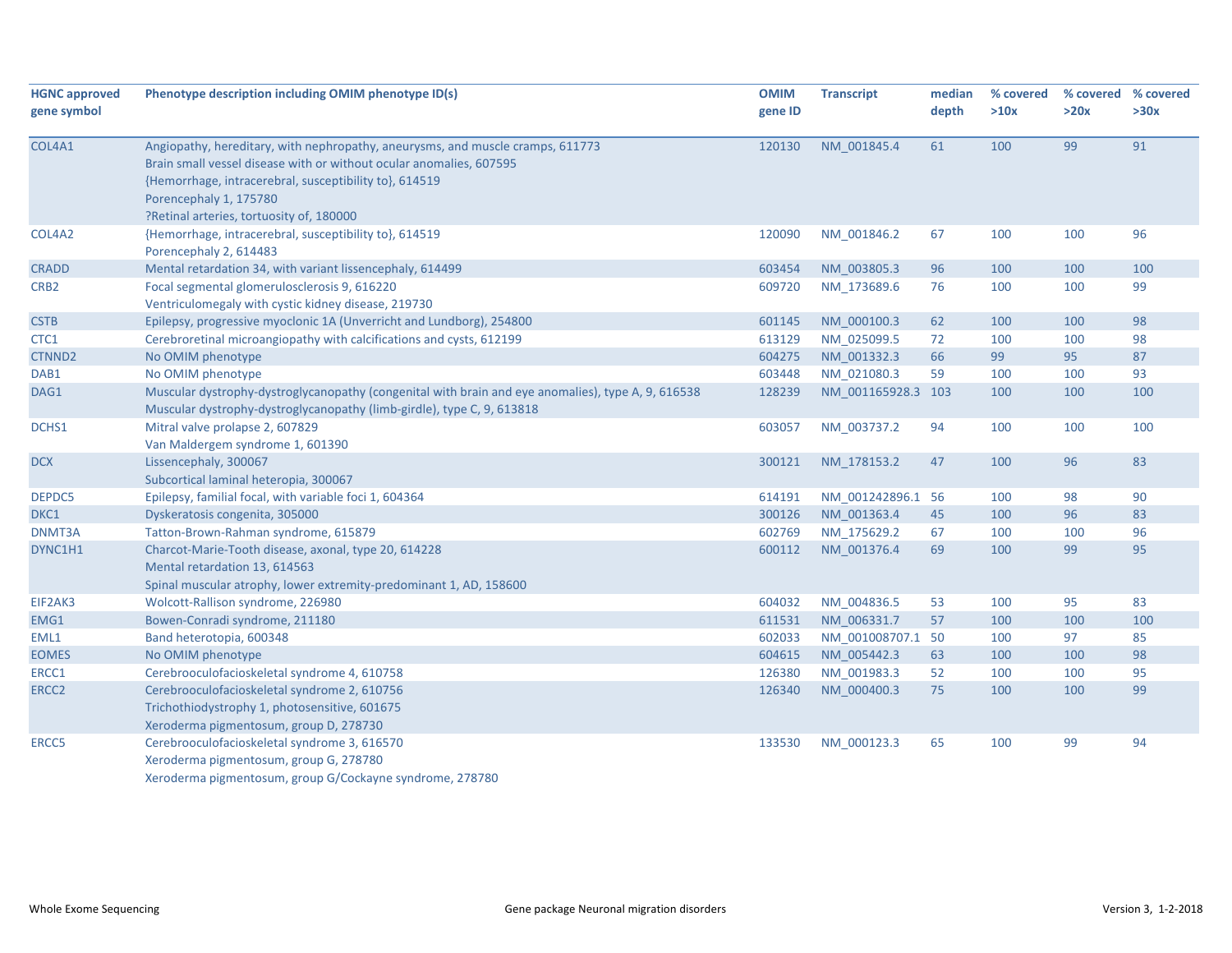| HGNC approved gene symbol | Phenotype description including OMIM phenotype ID(s) | OMIM gene ID | Transcript | median depth | % covered >10x | % covered >20x | % covered >30x |
|---|---|---|---|---|---|---|---|
| COL4A1 | Angiopathy, hereditary, with nephropathy, aneurysms, and muscle cramps, 611773<br>Brain small vessel disease with or without ocular anomalies, 607595<br>{Hemorrhage, intracerebral, susceptibility to}, 614519<br>Porencephaly 1, 175780<br>?Retinal arteries, tortuosity of, 180000 | 120130 | NM_001845.4 | 61 | 100 | 99 | 91 |
| COL4A2 | {Hemorrhage, intracerebral, susceptibility to}, 614519<br>Porencephaly 2, 614483 | 120090 | NM_001846.2 | 67 | 100 | 100 | 96 |
| CRADD | Mental retardation 34, with variant lissencephaly, 614499 | 603454 | NM_003805.3 | 96 | 100 | 100 | 100 |
| CRB2 | Focal segmental glomerulosclerosis 9, 616220<br>Ventriculomegaly with cystic kidney disease, 219730 | 609720 | NM_173689.6 | 76 | 100 | 100 | 99 |
| CSTB | Epilepsy, progressive myoclonic 1A (Unverricht and Lundborg), 254800 | 601145 | NM_000100.3 | 62 | 100 | 100 | 98 |
| CTC1 | Cerebroretinal microangiopathy with calcifications and cysts, 612199 | 613129 | NM_025099.5 | 72 | 100 | 100 | 98 |
| CTNND2 | No OMIM phenotype | 604275 | NM_001332.3 | 66 | 99 | 95 | 87 |
| DAB1 | No OMIM phenotype | 603448 | NM_021080.3 | 59 | 100 | 100 | 93 |
| DAG1 | Muscular dystrophy-dystroglycanopathy (congenital with brain and eye anomalies), type A, 9, 616538<br>Muscular dystrophy-dystroglycanopathy (limb-girdle), type C, 9, 613818 | 128239 | NM_001165928.3 | 103 | 100 | 100 | 100 |
| DCHS1 | Mitral valve prolapse 2, 607829<br>Van Maldergem syndrome 1, 601390 | 603057 | NM_003737.2 | 94 | 100 | 100 | 100 |
| DCX | Lissencephaly, 300067<br>Subcortical laminal heteropia, 300067 | 300121 | NM_178153.2 | 47 | 100 | 96 | 83 |
| DEPDC5 | Epilepsy, familial focal, with variable foci 1, 604364 | 614191 | NM_001242896.1 | 56 | 100 | 98 | 90 |
| DKC1 | Dyskeratosis congenita, 305000 | 300126 | NM_001363.4 | 45 | 100 | 96 | 83 |
| DNMT3A | Tatton-Brown-Rahman syndrome, 615879 | 602769 | NM_175629.2 | 67 | 100 | 100 | 96 |
| DYNC1H1 | Charcot-Marie-Tooth disease, axonal, type 20, 614228<br>Mental retardation 13, 614563<br>Spinal muscular atrophy, lower extremity-predominant 1, AD, 158600 | 600112 | NM_001376.4 | 69 | 100 | 99 | 95 |
| EIF2AK3 | Wolcott-Rallison syndrome, 226980 | 604032 | NM_004836.5 | 53 | 100 | 95 | 83 |
| EMG1 | Bowen-Conradi syndrome, 211180 | 611531 | NM_006331.7 | 57 | 100 | 100 | 100 |
| EML1 | Band heterotopia, 600348 | 602033 | NM_001008707.1 | 50 | 100 | 97 | 85 |
| EOMES | No OMIM phenotype | 604615 | NM_005442.3 | 63 | 100 | 100 | 98 |
| ERCC1 | Cerebrooculofacioskeletal syndrome 4, 610758 | 126380 | NM_001983.3 | 52 | 100 | 100 | 95 |
| ERCC2 | Cerebrooculofacioskeletal syndrome 2, 610756<br>Trichothiodystrophy 1, photosensitive, 601675<br>Xeroderma pigmentosum, group D, 278730 | 126340 | NM_000400.3 | 75 | 100 | 100 | 99 |
| ERCC5 | Cerebrooculofacioskeletal syndrome 3, 616570<br>Xeroderma pigmentosum, group G, 278780<br>Xeroderma pigmentosum, group G/Cockayne syndrome, 278780 | 133530 | NM_000123.3 | 65 | 100 | 99 | 94 |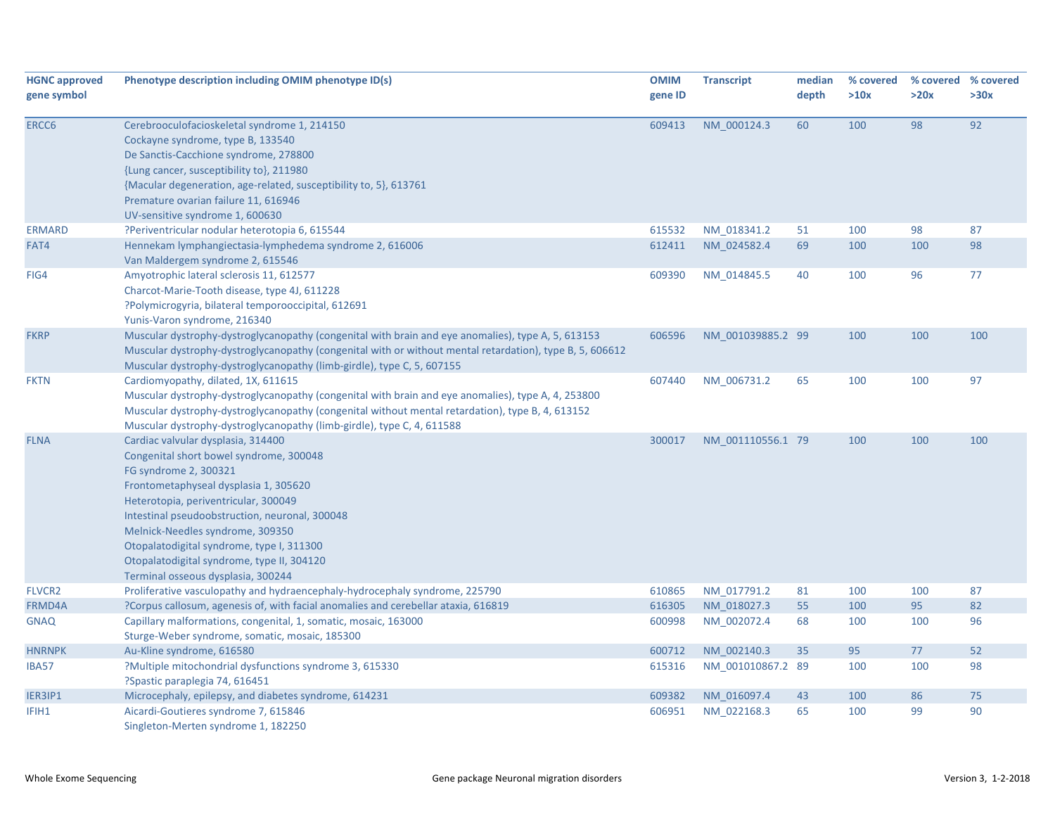| HGNC approved gene symbol | Phenotype description including OMIM phenotype ID(s) | OMIM gene ID | Transcript | median depth | % covered >10x | % covered >20x | % covered >30x |
|---|---|---|---|---|---|---|---|
| ERCC6 | Cerebrooculofacioskeletal syndrome 1, 214150<br>Cockayne syndrome, type B, 133540<br>De Sanctis-Cacchione syndrome, 278800<br>{Lung cancer, susceptibility to}, 211980<br>{Macular degeneration, age-related, susceptibility to, 5}, 613761<br>Premature ovarian failure 11, 616946<br>UV-sensitive syndrome 1, 600630 | 609413 | NM_000124.3 | 60 | 100 | 98 | 92 |
| ERMARD | ?Periventricular nodular heterotopia 6, 615544 | 615532 | NM_018341.2 | 51 | 100 | 98 | 87 |
| FAT4 | Hennekam lymphangiectasia-lymphedema syndrome 2, 616006<br>Van Maldergem syndrome 2, 615546 | 612411 | NM_024582.4 | 69 | 100 | 100 | 98 |
| FIG4 | Amyotrophic lateral sclerosis 11, 612577<br>Charcot-Marie-Tooth disease, type 4J, 611228<br>?Polymicrogyria, bilateral temporooccipital, 612691<br>Yunis-Varon syndrome, 216340 | 609390 | NM_014845.5 | 40 | 100 | 96 | 77 |
| FKRP | Muscular dystrophy-dystroglycanopathy (congenital with brain and eye anomalies), type A, 5, 613153<br>Muscular dystrophy-dystroglycanopathy (congenital with or without mental retardation), type B, 5, 606612<br>Muscular dystrophy-dystroglycanopathy (limb-girdle), type C, 5, 607155 | 606596 | NM_001039885.2 | 99 | 100 | 100 | 100 |
| FKTN | Cardiomyopathy, dilated, 1X, 611615<br>Muscular dystrophy-dystroglycanopathy (congenital with brain and eye anomalies), type A, 4, 253800<br>Muscular dystrophy-dystroglycanopathy (congenital without mental retardation), type B, 4, 613152<br>Muscular dystrophy-dystroglycanopathy (limb-girdle), type C, 4, 611588 | 607440 | NM_006731.2 | 65 | 100 | 100 | 97 |
| FLNA | Cardiac valvular dysplasia, 314400<br>Congenital short bowel syndrome, 300048<br>FG syndrome 2, 300321<br>Frontometaphyseal dysplasia 1, 305620<br>Heterotopia, periventricular, 300049<br>Intestinal pseudoobstruction, neuronal, 300048<br>Melnick-Needles syndrome, 309350<br>Otopalatodigital syndrome, type I, 311300<br>Otopalatodigital syndrome, type II, 304120<br>Terminal osseous dysplasia, 300244 | 300017 | NM_001110556.1 | 79 | 100 | 100 | 100 |
| FLVCR2 | Proliferative vasculopathy and hydraencephaly-hydrocephaly syndrome, 225790 | 610865 | NM_017791.2 | 81 | 100 | 100 | 87 |
| FRMD4A | ?Corpus callosum, agenesis of, with facial anomalies and cerebellar ataxia, 616819 | 616305 | NM_018027.3 | 55 | 100 | 95 | 82 |
| GNAQ | Capillary malformations, congenital, 1, somatic, mosaic, 163000<br>Sturge-Weber syndrome, somatic, mosaic, 185300 | 600998 | NM_002072.4 | 68 | 100 | 100 | 96 |
| HNRNPK | Au-Kline syndrome, 616580 | 600712 | NM_002140.3 | 35 | 95 | 77 | 52 |
| IBA57 | ?Multiple mitochondrial dysfunctions syndrome 3, 615330<br>?Spastic paraplegia 74, 616451 | 615316 | NM_001010867.2 | 89 | 100 | 100 | 98 |
| IER3IP1 | Microcephaly, epilepsy, and diabetes syndrome, 614231 | 609382 | NM_016097.4 | 43 | 100 | 86 | 75 |
| IFIH1 | Aicardi-Goutieres syndrome 7, 615846<br>Singleton-Merten syndrome 1, 182250 | 606951 | NM_022168.3 | 65 | 100 | 99 | 90 |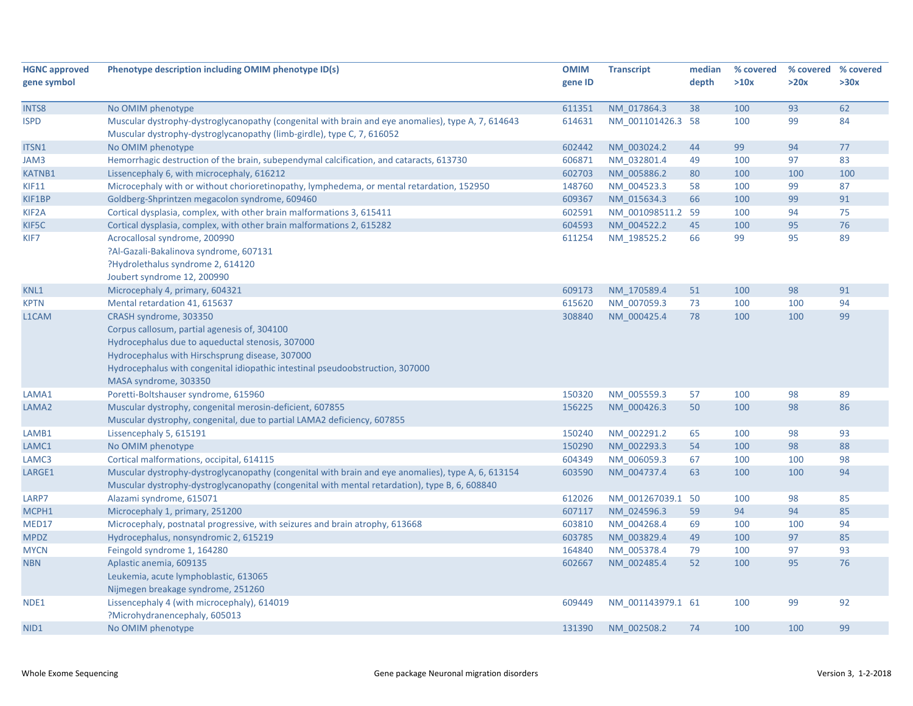| HGNC approved gene symbol | Phenotype description including OMIM phenotype ID(s) | OMIM gene ID | Transcript | median depth | % covered >10x | % covered >20x | % covered >30x |
|---|---|---|---|---|---|---|---|
| INTS8 | No OMIM phenotype | 611351 | NM_017864.3 | 38 | 100 | 93 | 62 |
| ISPD | Muscular dystrophy-dystroglycanopathy (congenital with brain and eye anomalies), type A, 7, 614643<br>Muscular dystrophy-dystroglycanopathy (limb-girdle), type C, 7, 616052 | 614631 | NM_001101426.3 | 58 | 100 | 99 | 84 |
| ITSN1 | No OMIM phenotype | 602442 | NM_003024.2 | 44 | 99 | 94 | 77 |
| JAM3 | Hemorrhagic destruction of the brain, subependymal calcification, and cataracts, 613730 | 606871 | NM_032801.4 | 49 | 100 | 97 | 83 |
| KATNB1 | Lissencephaly 6, with microcephaly, 616212 | 602703 | NM_005886.2 | 80 | 100 | 100 | 100 |
| KIF11 | Microcephaly with or without chorioretinopathy, lymphedema, or mental retardation, 152950 | 148760 | NM_004523.3 | 58 | 100 | 99 | 87 |
| KIF1BP | Goldberg-Shprintzen megacolon syndrome, 609460 | 609367 | NM_015634.3 | 66 | 100 | 99 | 91 |
| KIF2A | Cortical dysplasia, complex, with other brain malformations 3, 615411 | 602591 | NM_001098511.2 | 59 | 100 | 94 | 75 |
| KIF5C | Cortical dysplasia, complex, with other brain malformations 2, 615282 | 604593 | NM_004522.2 | 45 | 100 | 95 | 76 |
| KIF7 | Acrocallosal syndrome, 200990<br>?Al-Gazali-Bakalinova syndrome, 607131<br>?Hydrolethalus syndrome 2, 614120<br>Joubert syndrome 12, 200990 | 611254 | NM_198525.2 | 66 | 99 | 95 | 89 |
| KNL1 | Microcephaly 4, primary, 604321 | 609173 | NM_170589.4 | 51 | 100 | 98 | 91 |
| KPTN | Mental retardation 41, 615637 | 615620 | NM_007059.3 | 73 | 100 | 100 | 94 |
| L1CAM | CRASH syndrome, 303350<br>Corpus callosum, partial agenesis of, 304100<br>Hydrocephalus due to aqueductal stenosis, 307000<br>Hydrocephalus with Hirschsprung disease, 307000<br>Hydrocephalus with congenital idiopathic intestinal pseudoobstruction, 307000<br>MASA syndrome, 303350 | 308840 | NM_000425.4 | 78 | 100 | 100 | 99 |
| LAMA1 | Poretti-Boltshauser syndrome, 615960 | 150320 | NM_005559.3 | 57 | 100 | 98 | 89 |
| LAMA2 | Muscular dystrophy, congenital merosin-deficient, 607855<br>Muscular dystrophy, congenital, due to partial LAMA2 deficiency, 607855 | 156225 | NM_000426.3 | 50 | 100 | 98 | 86 |
| LAMB1 | Lissencephaly 5, 615191 | 150240 | NM_002291.2 | 65 | 100 | 98 | 93 |
| LAMC1 | No OMIM phenotype | 150290 | NM_002293.3 | 54 | 100 | 98 | 88 |
| LAMC3 | Cortical malformations, occipital, 614115 | 604349 | NM_006059.3 | 67 | 100 | 100 | 98 |
| LARGE1 | Muscular dystrophy-dystroglycanopathy (congenital with brain and eye anomalies), type A, 6, 613154<br>Muscular dystrophy-dystroglycanopathy (congenital with mental retardation), type B, 6, 608840 | 603590 | NM_004737.4 | 63 | 100 | 100 | 94 |
| LARP7 | Alazami syndrome, 615071 | 612026 | NM_001267039.1 | 50 | 100 | 98 | 85 |
| MCPH1 | Microcephaly 1, primary, 251200 | 607117 | NM_024596.3 | 59 | 94 | 94 | 85 |
| MED17 | Microcephaly, postnatal progressive, with seizures and brain atrophy, 613668 | 603810 | NM_004268.4 | 69 | 100 | 100 | 94 |
| MPDZ | Hydrocephalus, nonsyndromic 2, 615219 | 603785 | NM_003829.4 | 49 | 100 | 97 | 85 |
| MYCN | Feingold syndrome 1, 164280 | 164840 | NM_005378.4 | 79 | 100 | 97 | 93 |
| NBN | Aplastic anemia, 609135<br>Leukemia, acute lymphoblastic, 613065<br>Nijmegen breakage syndrome, 251260 | 602667 | NM_002485.4 | 52 | 100 | 95 | 76 |
| NDE1 | Lissencephaly 4 (with microcephaly), 614019<br>?Microhydranencephaly, 605013 | 609449 | NM_001143979.1 | 61 | 100 | 99 | 92 |
| NID1 | No OMIM phenotype | 131390 | NM_002508.2 | 74 | 100 | 100 | 99 |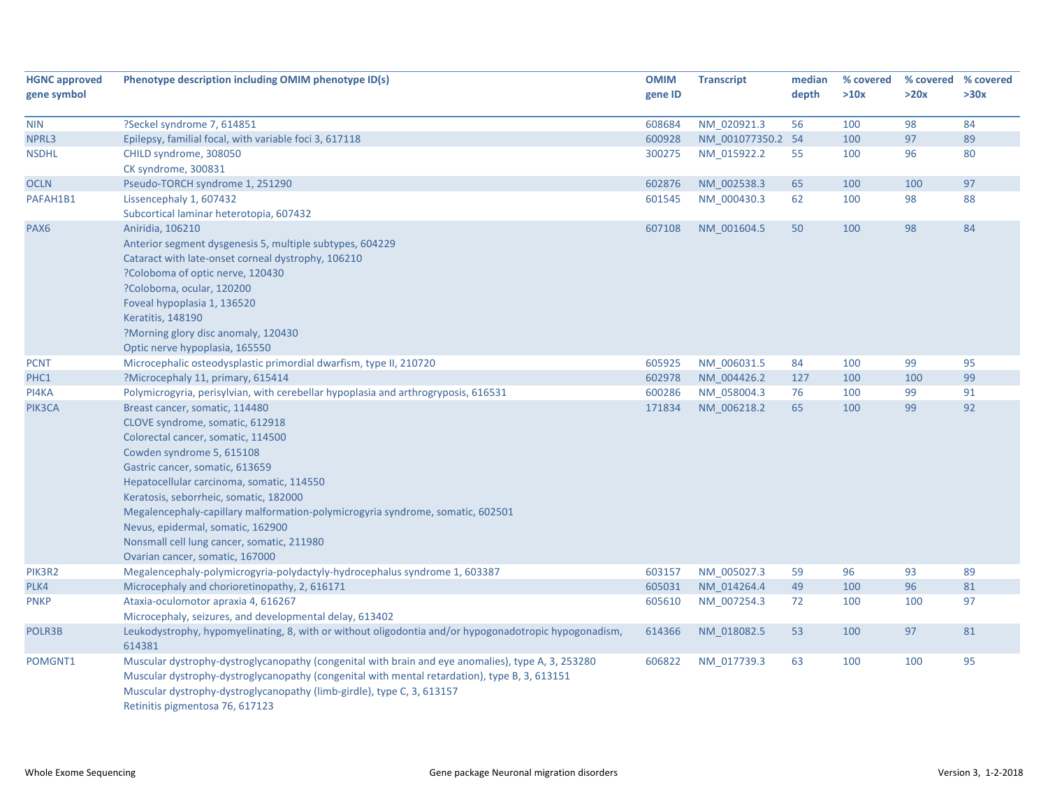| HGNC approved gene symbol | Phenotype description including OMIM phenotype ID(s) | OMIM gene ID | Transcript | median depth | % covered >10x | % covered >20x | % covered >30x |
|---|---|---|---|---|---|---|---|
| NIN | ?Seckel syndrome 7, 614851 | 608684 | NM_020921.3 | 56 | 100 | 98 | 84 |
| NPRL3 | Epilepsy, familial focal, with variable foci 3, 617118 | 600928 | NM_001077350.2 | 54 | 100 | 97 | 89 |
| NSDHL | CHILD syndrome, 308050<br>CK syndrome, 300831 | 300275 | NM_015922.2 | 55 | 100 | 96 | 80 |
| OCLN | Pseudo-TORCH syndrome 1, 251290 | 602876 | NM_002538.3 | 65 | 100 | 100 | 97 |
| PAFAH1B1 | Lissencephaly 1, 607432<br>Subcortical laminar heterotopia, 607432 | 601545 | NM_000430.3 | 62 | 100 | 98 | 88 |
| PAX6 | Aniridia, 106210<br>Anterior segment dysgenesis 5, multiple subtypes, 604229<br>Cataract with late-onset corneal dystrophy, 106210<br>?Coloboma of optic nerve, 120430<br>?Coloboma, ocular, 120200<br>Foveal hypoplasia 1, 136520<br>Keratitis, 148190<br>?Morning glory disc anomaly, 120430<br>Optic nerve hypoplasia, 165550 | 607108 | NM_001604.5 | 50 | 100 | 98 | 84 |
| PCNT | Microcephalic osteodysplastic primordial dwarfism, type II, 210720 | 605925 | NM_006031.5 | 84 | 100 | 99 | 95 |
| PHC1 | ?Microcephaly 11, primary, 615414 | 602978 | NM_004426.2 | 127 | 100 | 100 | 99 |
| PI4KA | Polymicrogyria, perisylvian, with cerebellar hypoplasia and arthrogryposis, 616531 | 600286 | NM_058004.3 | 76 | 100 | 99 | 91 |
| PIK3CA | Breast cancer, somatic, 114480<br>CLOVE syndrome, somatic, 612918<br>Colorectal cancer, somatic, 114500<br>Cowden syndrome 5, 615108<br>Gastric cancer, somatic, 613659<br>Hepatocellular carcinoma, somatic, 114550<br>Keratosis, seborrheic, somatic, 182000<br>Megalencephaly-capillary malformation-polymicrogyria syndrome, somatic, 602501<br>Nevus, epidermal, somatic, 162900<br>Nonsmall cell lung cancer, somatic, 211980<br>Ovarian cancer, somatic, 167000 | 171834 | NM_006218.2 | 65 | 100 | 99 | 92 |
| PIK3R2 | Megalencephaly-polymicrogyria-polydactyly-hydrocephalus syndrome 1, 603387 | 603157 | NM_005027.3 | 59 | 96 | 93 | 89 |
| PLK4 | Microcephaly and chorioretinopathy, 2, 616171 | 605031 | NM_014264.4 | 49 | 100 | 96 | 81 |
| PNKP | Ataxia-oculomotor apraxia 4, 616267<br>Microcephaly, seizures, and developmental delay, 613402 | 605610 | NM_007254.3 | 72 | 100 | 100 | 97 |
| POLR3B | Leukodystrophy, hypomyelinating, 8, with or without oligodontia and/or hypogonadotropic hypogonadism, 614381 | 614366 | NM_018082.5 | 53 | 100 | 97 | 81 |
| POMGNT1 | Muscular dystrophy-dystroglycanopathy (congenital with brain and eye anomalies), type A, 3, 253280<br>Muscular dystrophy-dystroglycanopathy (congenital with mental retardation), type B, 3, 613151<br>Muscular dystrophy-dystroglycanopathy (limb-girdle), type C, 3, 613157<br>Retinitis pigmentosa 76, 617123 | 606822 | NM_017739.3 | 63 | 100 | 100 | 95 |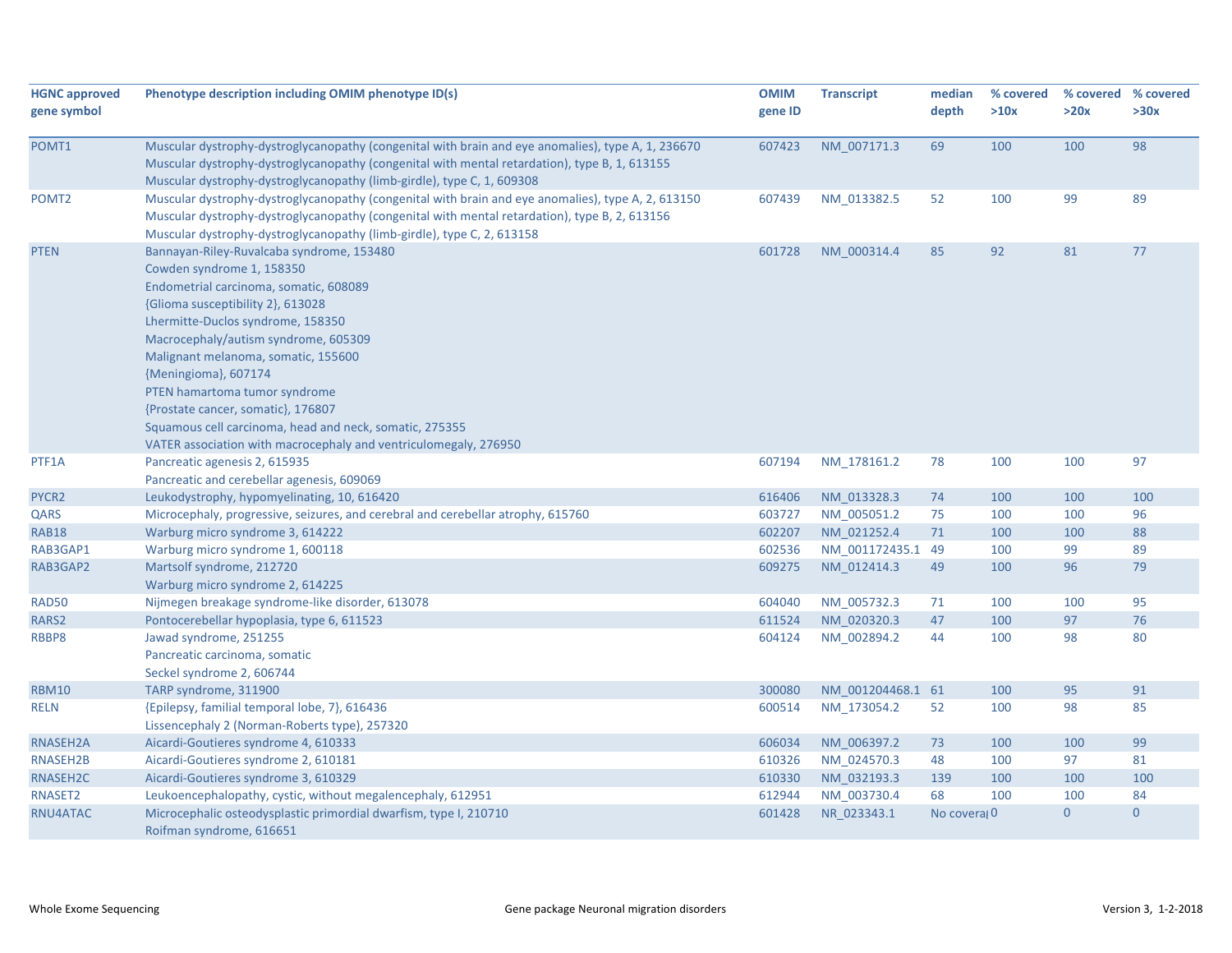| HGNC approved gene symbol | Phenotype description including OMIM phenotype ID(s) | OMIM gene ID | Transcript | median depth | % covered >10x | % covered >20x | % covered >30x |
|---|---|---|---|---|---|---|---|
| POMT1 | Muscular dystrophy-dystroglycanopathy (congenital with brain and eye anomalies), type A, 1, 236670<br>Muscular dystrophy-dystroglycanopathy (congenital with mental retardation), type B, 1, 613155<br>Muscular dystrophy-dystroglycanopathy (limb-girdle), type C, 1, 609308 | 607423 | NM_007171.3 | 69 | 100 | 100 | 98 |
| POMT2 | Muscular dystrophy-dystroglycanopathy (congenital with brain and eye anomalies), type A, 2, 613150<br>Muscular dystrophy-dystroglycanopathy (congenital with mental retardation), type B, 2, 613156<br>Muscular dystrophy-dystroglycanopathy (limb-girdle), type C, 2, 613158 | 607439 | NM_013382.5 | 52 | 100 | 99 | 89 |
| PTEN | Bannayan-Riley-Ruvalcaba syndrome, 153480<br>Cowden syndrome 1, 158350<br>Endometrial carcinoma, somatic, 608089<br>{Glioma susceptibility 2}, 613028<br>Lhermitte-Duclos syndrome, 158350<br>Macrocephaly/autism syndrome, 605309<br>Malignant melanoma, somatic, 155600<br>{Meningioma}, 607174<br>PTEN hamartoma tumor syndrome<br>{Prostate cancer, somatic}, 176807<br>Squamous cell carcinoma, head and neck, somatic, 275355<br>VATER association with macrocephaly and ventriculomegaly, 276950 | 601728 | NM_000314.4 | 85 | 92 | 81 | 77 |
| PTF1A | Pancreatic agenesis 2, 615935<br>Pancreatic and cerebellar agenesis, 609069 | 607194 | NM_178161.2 | 78 | 100 | 100 | 97 |
| PYCR2 | Leukodystrophy, hypomyelinating, 10, 616420 | 616406 | NM_013328.3 | 74 | 100 | 100 | 100 |
| QARS | Microcephaly, progressive, seizures, and cerebral and cerebellar atrophy, 615760 | 603727 | NM_005051.2 | 75 | 100 | 100 | 96 |
| RAB18 | Warburg micro syndrome 3, 614222 | 602207 | NM_021252.4 | 71 | 100 | 100 | 88 |
| RAB3GAP1 | Warburg micro syndrome 1, 600118 | 602536 | NM_001172435.1 | 49 | 100 | 99 | 89 |
| RAB3GAP2 | Martsolf syndrome, 212720<br>Warburg micro syndrome 2, 614225 | 609275 | NM_012414.3 | 49 | 100 | 96 | 79 |
| RAD50 | Nijmegen breakage syndrome-like disorder, 613078 | 604040 | NM_005732.3 | 71 | 100 | 100 | 95 |
| RARS2 | Pontocerebellar hypoplasia, type 6, 611523 | 611524 | NM_020320.3 | 47 | 100 | 97 | 76 |
| RBBP8 | Jawad syndrome, 251255<br>Pancreatic carcinoma, somatic<br>Seckel syndrome 2, 606744 | 604124 | NM_002894.2 | 44 | 100 | 98 | 80 |
| RBM10 | TARP syndrome, 311900 | 300080 | NM_001204468.1 | 61 | 100 | 95 | 91 |
| RELN | {Epilepsy, familial temporal lobe, 7}, 616436<br>Lissencephaly 2 (Norman-Roberts type), 257320 | 600514 | NM_173054.2 | 52 | 100 | 98 | 85 |
| RNASEH2A | Aicardi-Goutieres syndrome 4, 610333 | 606034 | NM_006397.2 | 73 | 100 | 100 | 99 |
| RNASEH2B | Aicardi-Goutieres syndrome 2, 610181 | 610326 | NM_024570.3 | 48 | 100 | 97 | 81 |
| RNASEH2C | Aicardi-Goutieres syndrome 3, 610329 | 610330 | NM_032193.3 | 139 | 100 | 100 | 100 |
| RNASET2 | Leukoencephalopathy, cystic, without megalencephaly, 612951 | 612944 | NM_003730.4 | 68 | 100 | 100 | 84 |
| RNU4ATAC | Microcephalic osteodysplastic primordial dwarfism, type I, 210710<br>Roifman syndrome, 616651 | 601428 | NR_023343.1 | No covera | 0 | 0 | 0 |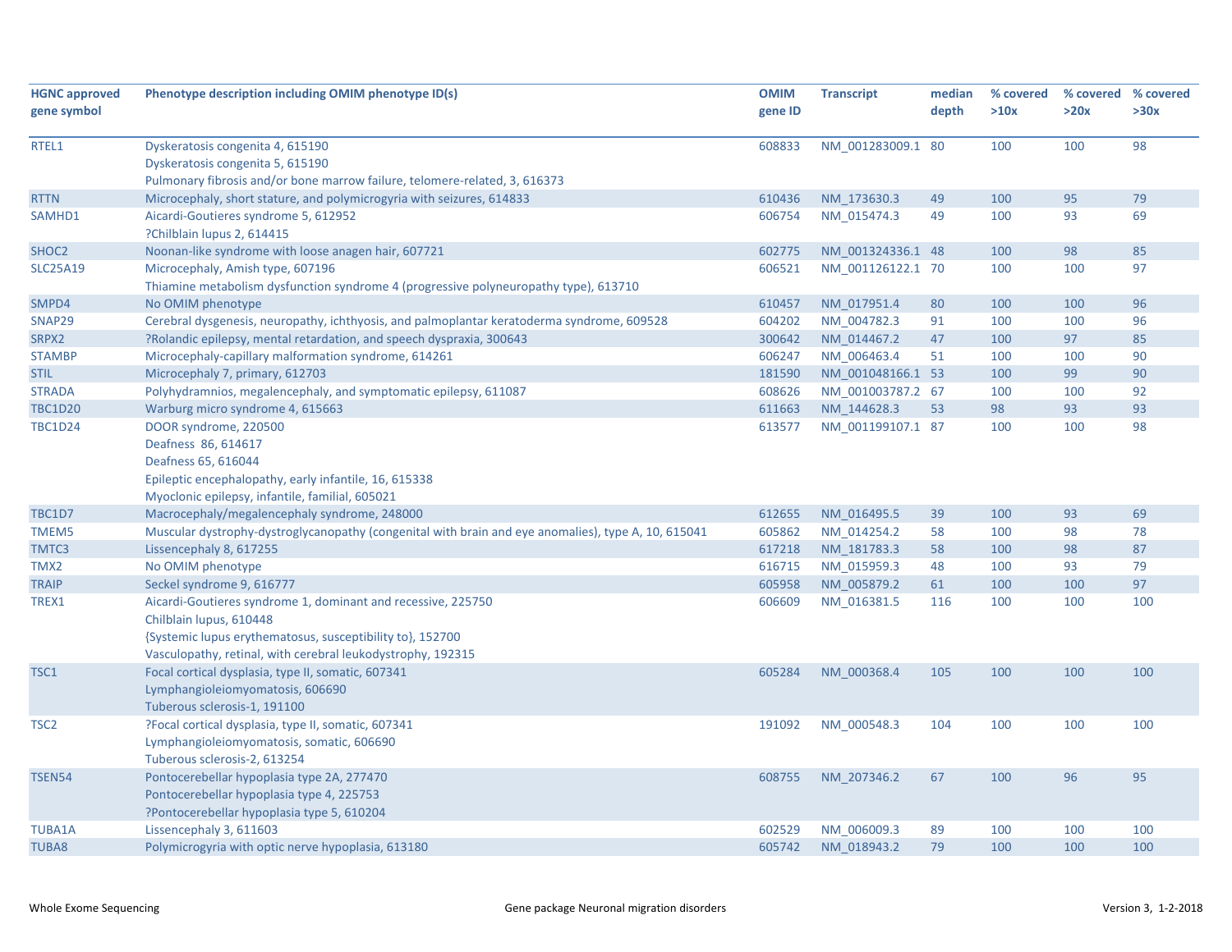| HGNC approved gene symbol | Phenotype description including OMIM phenotype ID(s) | OMIM gene ID | Transcript | median depth | % covered >10x | % covered >20x | % covered >30x |
|---|---|---|---|---|---|---|---|
| RTEL1 | Dyskeratosis congenita 4, 615190<br>Dyskeratosis congenita 5, 615190<br>Pulmonary fibrosis and/or bone marrow failure, telomere-related, 3, 616373 | 608833 | NM_001283009.1 | 80 | 100 | 100 | 98 |
| RTTN | Microcephaly, short stature, and polymicrogyria with seizures, 614833 | 610436 | NM_173630.3 | 49 | 100 | 95 | 79 |
| SAMHD1 | Aicardi-Goutieres syndrome 5, 612952<br>?Chilblain lupus 2, 614415 | 606754 | NM_015474.3 | 49 | 100 | 93 | 69 |
| SHOC2 | Noonan-like syndrome with loose anagen hair, 607721 | 602775 | NM_001324336.1 | 48 | 100 | 98 | 85 |
| SLC25A19 | Microcephaly, Amish type, 607196<br>Thiamine metabolism dysfunction syndrome 4 (progressive polyneuropathy type), 613710 | 606521 | NM_001126122.1 | 70 | 100 | 100 | 97 |
| SMPD4 | No OMIM phenotype | 610457 | NM_017951.4 | 80 | 100 | 100 | 96 |
| SNAP29 | Cerebral dysgenesis, neuropathy, ichthyosis, and palmoplantar keratoderma syndrome, 609528 | 604202 | NM_004782.3 | 91 | 100 | 100 | 96 |
| SRPX2 | ?Rolandic epilepsy, mental retardation, and speech dyspraxia, 300643 | 300642 | NM_014467.2 | 47 | 100 | 97 | 85 |
| STAMBP | Microcephaly-capillary malformation syndrome, 614261 | 606247 | NM_006463.4 | 51 | 100 | 100 | 90 |
| STIL | Microcephaly 7, primary, 612703 | 181590 | NM_001048166.1 | 53 | 100 | 99 | 90 |
| STRADA | Polyhydramnios, megalencephaly, and symptomatic epilepsy, 611087 | 608626 | NM_001003787.2 | 67 | 100 | 100 | 92 |
| TBC1D20 | Warburg micro syndrome 4, 615663 | 611663 | NM_144628.3 | 53 | 98 | 93 | 93 |
| TBC1D24 | DOOR syndrome, 220500<br>Deafness 86, 614617<br>Deafness 65, 616044<br>Epileptic encephalopathy, early infantile, 16, 615338<br>Myoclonic epilepsy, infantile, familial, 605021 | 613577 | NM_001199107.1 | 87 | 100 | 100 | 98 |
| TBC1D7 | Macrocephaly/megalencephaly syndrome, 248000 | 612655 | NM_016495.5 | 39 | 100 | 93 | 69 |
| TMEM5 | Muscular dystrophy-dystroglycanopathy (congenital with brain and eye anomalies), type A, 10, 615041 | 605862 | NM_014254.2 | 58 | 100 | 98 | 78 |
| TMTC3 | Lissencephaly 8, 617255 | 617218 | NM_181783.3 | 58 | 100 | 98 | 87 |
| TMX2 | No OMIM phenotype | 616715 | NM_015959.3 | 48 | 100 | 93 | 79 |
| TRAIP | Seckel syndrome 9, 616777 | 605958 | NM_005879.2 | 61 | 100 | 100 | 97 |
| TREX1 | Aicardi-Goutieres syndrome 1, dominant and recessive, 225750<br>Chilblain lupus, 610448<br>{Systemic lupus erythematosus, susceptibility to}, 152700<br>Vasculopathy, retinal, with cerebral leukodystrophy, 192315 | 606609 | NM_016381.5 | 116 | 100 | 100 | 100 |
| TSC1 | Focal cortical dysplasia, type II, somatic, 607341<br>Lymphangioleiomyomatosis, 606690<br>Tuberous sclerosis-1, 191100 | 605284 | NM_000368.4 | 105 | 100 | 100 | 100 |
| TSC2 | ?Focal cortical dysplasia, type II, somatic, 607341<br>Lymphangioleiomyomatosis, somatic, 606690<br>Tuberous sclerosis-2, 613254 | 191092 | NM_000548.3 | 104 | 100 | 100 | 100 |
| TSEN54 | Pontocerebellar hypoplasia type 2A, 277470<br>Pontocerebellar hypoplasia type 4, 225753<br>?Pontocerebellar hypoplasia type 5, 610204 | 608755 | NM_207346.2 | 67 | 100 | 96 | 95 |
| TUBA1A | Lissencephaly 3, 611603 | 602529 | NM_006009.3 | 89 | 100 | 100 | 100 |
| TUBA8 | Polymicrogyria with optic nerve hypoplasia, 613180 | 605742 | NM_018943.2 | 79 | 100 | 100 | 100 |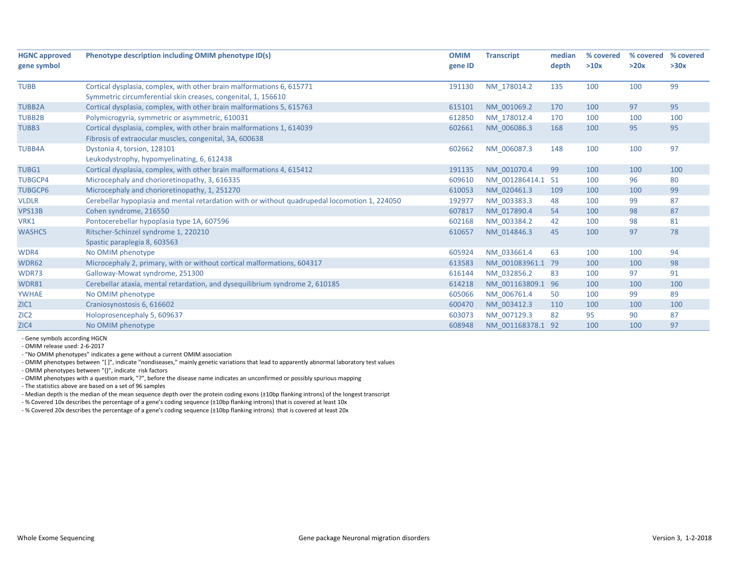| HGNC approved gene symbol | Phenotype description including OMIM phenotype ID(s) | OMIM gene ID | Transcript | median depth | % covered >10x | % covered >20x | % covered >30x |
|---|---|---|---|---|---|---|---|
| TUBB | Cortical dysplasia, complex, with other brain malformations 6, 615771<br>Symmetric circumferential skin creases, congenital, 1, 156610 | 191130 | NM_178014.2 | 135 | 100 | 100 | 99 |
| TUBB2A | Cortical dysplasia, complex, with other brain malformations 5, 615763 | 615101 | NM_001069.2 | 170 | 100 | 97 | 95 |
| TUBB2B | Polymicrogyria, symmetric or asymmetric, 610031 | 612850 | NM_178012.4 | 170 | 100 | 100 | 100 |
| TUBB3 | Cortical dysplasia, complex, with other brain malformations 1, 614039<br>Fibrosis of extraocular muscles, congenital, 3A, 600638 | 602661 | NM_006086.3 | 168 | 100 | 95 | 95 |
| TUBB4A | Dystonia 4, torsion, 128101<br>Leukodystrophy, hypomyelinating, 6, 612438 | 602662 | NM_006087.3 | 148 | 100 | 100 | 97 |
| TUBG1 | Cortical dysplasia, complex, with other brain malformations 4, 615412 | 191135 | NM_001070.4 | 99 | 100 | 100 | 100 |
| TUBGCP4 | Microcephaly and chorioretinopathy, 3, 616335 | 609610 | NM_001286414.1 | 51 | 100 | 96 | 80 |
| TUBGCP6 | Microcephaly and chorioretinopathy, 1, 251270 | 610053 | NM_020461.3 | 109 | 100 | 100 | 99 |
| VLDLR | Cerebellar hypoplasia and mental retardation with or without quadrupedal locomotion 1, 224050 | 192977 | NM_003383.3 | 48 | 100 | 99 | 87 |
| VPS13B | Cohen syndrome, 216550 | 607817 | NM_017890.4 | 54 | 100 | 98 | 87 |
| VRK1 | Pontocerebellar hypoplasia type 1A, 607596 | 602168 | NM_003384.2 | 42 | 100 | 98 | 81 |
| WASHC5 | Ritscher-Schinzel syndrome 1, 220210<br>Spastic paraplegia 8, 603563 | 610657 | NM_014846.3 | 45 | 100 | 97 | 78 |
| WDR4 | No OMIM phenotype | 605924 | NM_033661.4 | 63 | 100 | 100 | 94 |
| WDR62 | Microcephaly 2, primary, with or without cortical malformations, 604317 | 613583 | NM_001083961.1 | 79 | 100 | 100 | 98 |
| WDR73 | Galloway-Mowat syndrome, 251300 | 616144 | NM_032856.2 | 83 | 100 | 97 | 91 |
| WDR81 | Cerebellar ataxia, mental retardation, and dysequilibrium syndrome 2, 610185 | 614218 | NM_001163809.1 | 96 | 100 | 100 | 100 |
| YWHAE | No OMIM phenotype | 605066 | NM_006761.4 | 50 | 100 | 99 | 89 |
| ZIC1 | Craniosynostosis 6, 616602 | 600470 | NM_003412.3 | 110 | 100 | 100 | 100 |
| ZIC2 | Holoprosencephaly 5, 609637 | 603073 | NM_007129.3 | 82 | 95 | 90 | 87 |
| ZIC4 | No OMIM phenotype | 608948 | NM_001168378.1 | 92 | 100 | 100 | 97 |

- Gene symbols according HGCN
- OMIM release used: 2-6-2017
- "No OMIM phenotypes" indicates a gene without a current OMIM association
- OMIM phenotypes between "[ ]", indicate "nondiseases," mainly genetic variations that lead to apparently abnormal laboratory test values
- OMIM phenotypes between "{}", indicate risk factors
- OMIM phenotypes with a question mark, "?", before the disease name indicates an unconfirmed or possibly spurious mapping
- The statistics above are based on a set of 96 samples
- Median depth is the median of the mean sequence depth over the protein coding exons (±10bp flanking introns) of the longest transcript
- % Covered 10x describes the percentage of a gene's coding sequence (±10bp flanking introns) that is covered at least 10x
- % Covered 20x describes the percentage of a gene's coding sequence (±10bp flanking introns) that is covered at least 20x